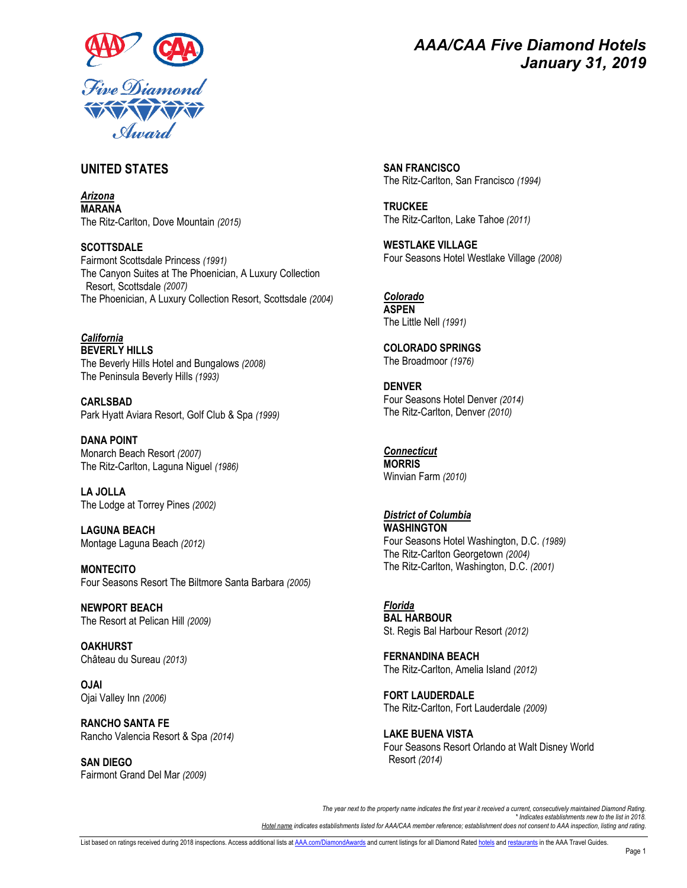# AAA/CAA Five Diamond Hotels
## January 31, 2019

## UNITED STATES

### *Arizona*

**MARANA**
The Ritz-Carlton, Dove Mountain *(2015)*

**SCOTTSDALE**
Fairmont Scottsdale Princess *(1991)*
The Canyon Suites at The Phoenician, A Luxury Collection Resort, Scottsdale *(2007)*
The Phoenician, A Luxury Collection Resort, Scottsdale *(2004)*

### *California*

**BEVERLY HILLS**
The Beverly Hills Hotel and Bungalows *(2008)*
The Peninsula Beverly Hills *(1993)*

**CARLSBAD**
Park Hyatt Aviara Resort, Golf Club & Spa *(1999)*

**DANA POINT**
Monarch Beach Resort *(2007)*
The Ritz-Carlton, Laguna Niguel *(1986)*

**LA JOLLA**
The Lodge at Torrey Pines *(2002)*

**LAGUNA BEACH**
Montage Laguna Beach *(2012)*

**MONTECITO**
Four Seasons Resort The Biltmore Santa Barbara *(2005)*

**NEWPORT BEACH**
The Resort at Pelican Hill *(2009)*

**OAKHURST**
Château du Sureau *(2013)*

**OJAI**
Ojai Valley Inn *(2006)*

**RANCHO SANTA FE**
Rancho Valencia Resort & Spa *(2014)*

**SAN DIEGO**
Fairmont Grand Del Mar *(2009)*

**SAN FRANCISCO**
The Ritz-Carlton, San Francisco *(1994)*

**TRUCKEE**
The Ritz-Carlton, Lake Tahoe *(2011)*

**WESTLAKE VILLAGE**
Four Seasons Hotel Westlake Village *(2008)*

### *Colorado*

**ASPEN**
The Little Nell *(1991)*

**COLORADO SPRINGS**
The Broadmoor *(1976)*

**DENVER**
Four Seasons Hotel Denver *(2014)*
The Ritz-Carlton, Denver *(2010)*

### *Connecticut*

**MORRIS**
Winvian Farm *(2010)*

### *District of Columbia*

**WASHINGTON**
Four Seasons Hotel Washington, D.C. *(1989)*
The Ritz-Carlton Georgetown *(2004)*
The Ritz-Carlton, Washington, D.C. *(2001)*

### *Florida*

**BAL HARBOUR**
St. Regis Bal Harbour Resort *(2012)*

**FERNANDINA BEACH**
The Ritz-Carlton, Amelia Island *(2012)*

**FORT LAUDERDALE**
The Ritz-Carlton, Fort Lauderdale *(2009)*

**LAKE BUENA VISTA**
Four Seasons Resort Orlando at Walt Disney World Resort *(2014)*

*The year next to the property name indicates the first year it received a current, consecutively maintained Diamond Rating.*
*\* Indicates establishments new to the list in 2018.*
*Hotel name indicates establishments listed for AAA/CAA member reference; establishment does not consent to AAA inspection, listing and rating.*

List based on ratings received during 2018 inspections. Access additional lists at AAA.com/DiamondAwards and current listings for all Diamond Rated hotels and restaurants in the AAA Travel Guides.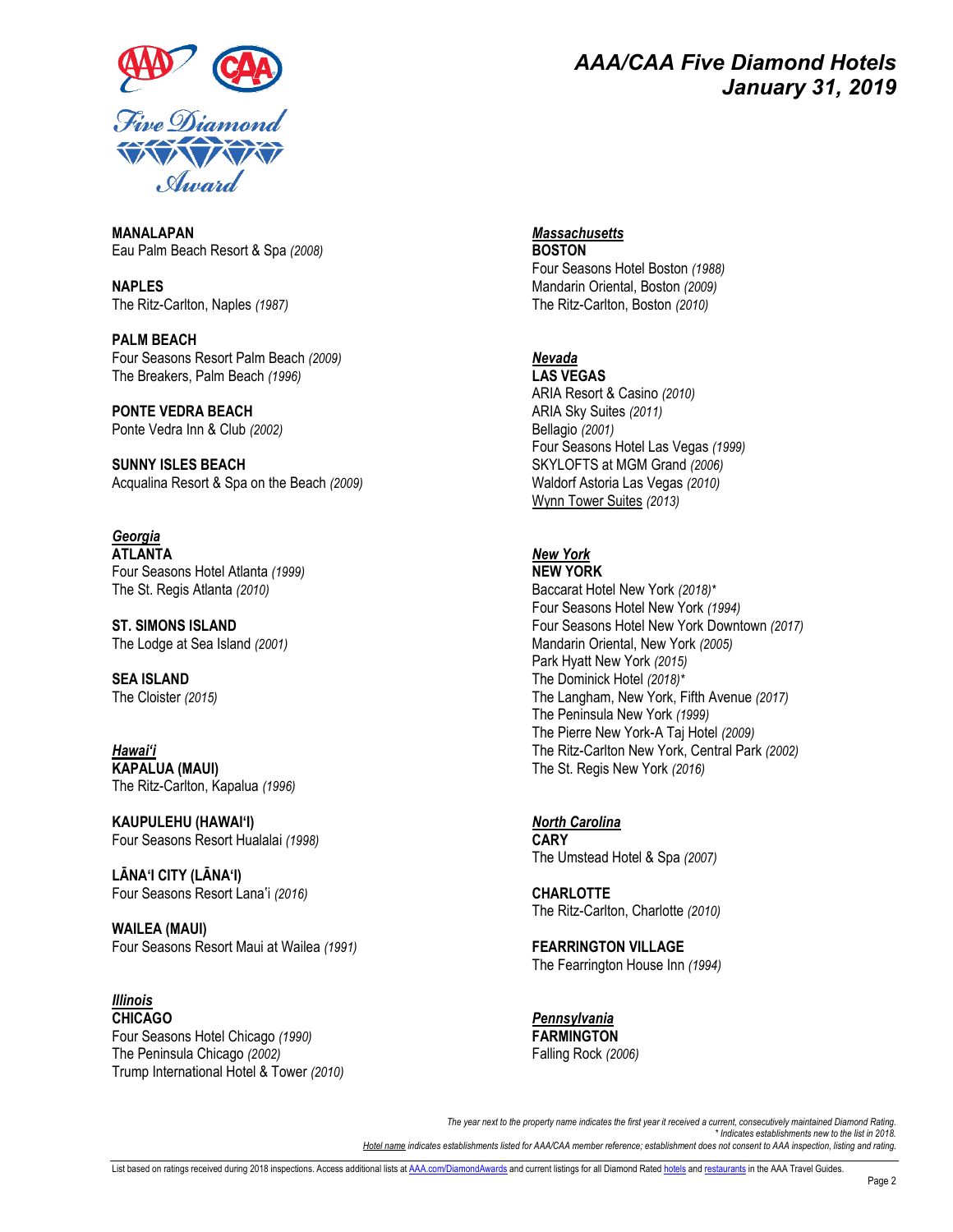# AAA/CAA Five Diamond Hotels
# January 31, 2019

**MANALAPAN**
Eau Palm Beach Resort & Spa *(2008)*

**NAPLES**
The Ritz-Carlton, Naples *(1987)*

**PALM BEACH**
Four Seasons Resort Palm Beach *(2009)*
The Breakers, Palm Beach *(1996)*

**PONTE VEDRA BEACH**
Ponte Vedra Inn & Club *(2002)*

**SUNNY ISLES BEACH**
Acqualina Resort & Spa on the Beach *(2009)*

## *Georgia*

**ATLANTA**
Four Seasons Hotel Atlanta *(1999)*
The St. Regis Atlanta *(2010)*

**ST. SIMONS ISLAND**
The Lodge at Sea Island *(2001)*

**SEA ISLAND**
The Cloister *(2015)*

## *Hawai'i*

**KAPALUA (MAUI)**
The Ritz-Carlton, Kapalua *(1996)*

**KAUPULEHU (HAWAI'I)**
Four Seasons Resort Hualalai *(1998)*

**LĀNA'I CITY (LĀNA'I)**
Four Seasons Resort Lana'i *(2016)*

**WAILEA (MAUI)**
Four Seasons Resort Maui at Wailea *(1991)*

## *Illinois*

**CHICAGO**
Four Seasons Hotel Chicago *(1990)*
The Peninsula Chicago *(2002)*
Trump International Hotel & Tower *(2010)*

## *Massachusetts*

**BOSTON**
Four Seasons Hotel Boston *(1988)*
Mandarin Oriental, Boston *(2009)*
The Ritz-Carlton, Boston *(2010)*

## *Nevada*

**LAS VEGAS**
ARIA Resort & Casino *(2010)*
ARIA Sky Suites *(2011)*
Bellagio *(2001)*
Four Seasons Hotel Las Vegas *(1999)*
SKYLOFTS at MGM Grand *(2006)*
Waldorf Astoria Las Vegas *(2010)*
Wynn Tower Suites *(2013)*

## *New York*

**NEW YORK**
Baccarat Hotel New York *(2018)**
Four Seasons Hotel New York *(1994)*
Four Seasons Hotel New York Downtown *(2017)*
Mandarin Oriental, New York *(2005)*
Park Hyatt New York *(2015)*
The Dominick Hotel *(2018)**
The Langham, New York, Fifth Avenue *(2017)*
The Peninsula New York *(1999)*
The Pierre New York-A Taj Hotel *(2009)*
The Ritz-Carlton New York, Central Park *(2002)*
The St. Regis New York *(2016)*

## *North Carolina*

**CARY**
The Umstead Hotel & Spa *(2007)*

**CHARLOTTE**
The Ritz-Carlton, Charlotte *(2010)*

**FEARRINGTON VILLAGE**
The Fearrington House Inn *(1994)*

## *Pennsylvania*

**FARMINGTON**
Falling Rock *(2006)*

*The year next to the property name indicates the first year it received a current, consecutively maintained Diamond Rating.*
** Indicates establishments new to the list in 2018.*
*Hotel name indicates establishments listed for AAA/CAA member reference; establishment does not consent to AAA inspection, listing and rating.*

List based on ratings received during 2018 inspections. Access additional lists at AAA.com/DiamondAwards and current listings for all Diamond Rated hotels and restaurants in the AAA Travel Guides.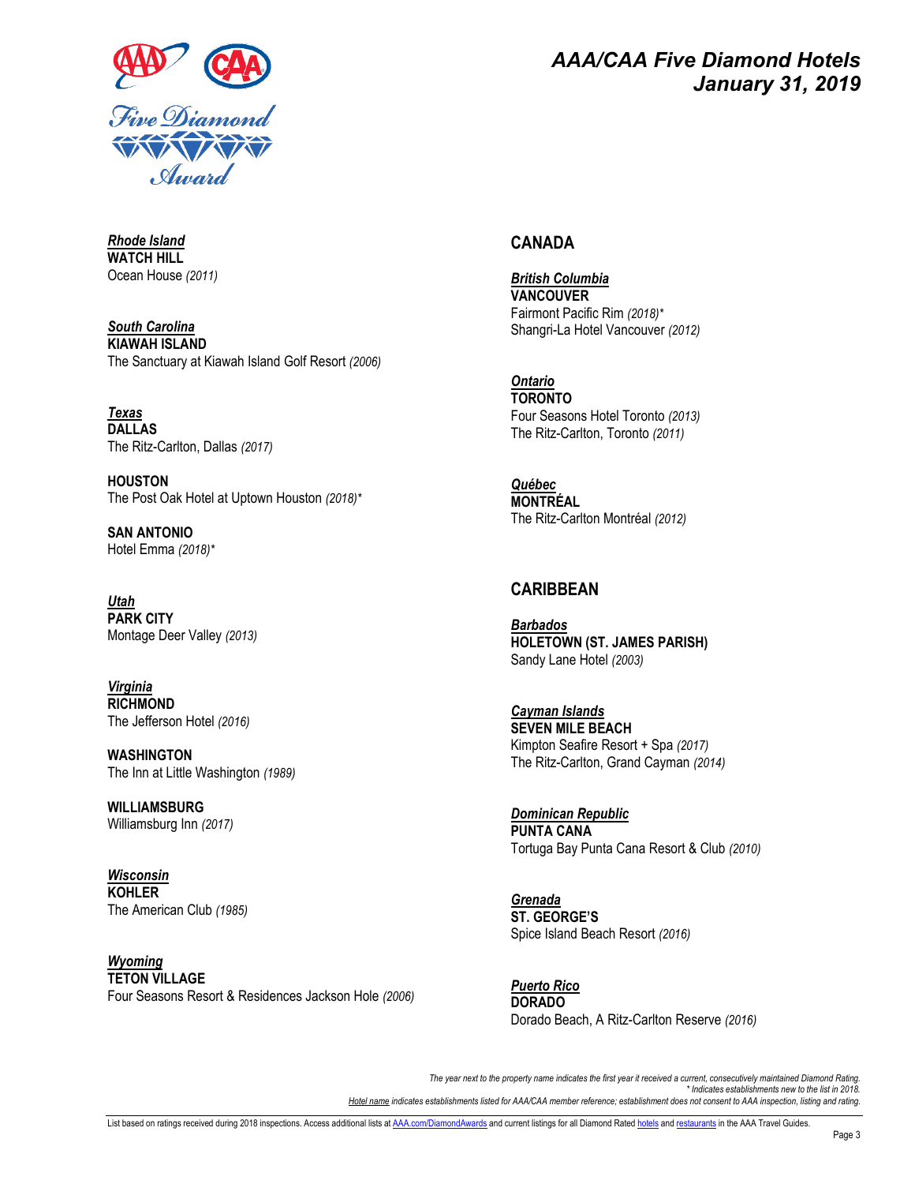# AAA/CAA Five Diamond Hotels
## January 31, 2019

***Rhode Island***

**WATCH HILL**

Ocean House *(2011)*

***South Carolina***

**KIAWAH ISLAND**

The Sanctuary at Kiawah Island Golf Resort *(2006)*

***Texas***

**DALLAS**

The Ritz-Carlton, Dallas *(2017)*

**HOUSTON**

The Post Oak Hotel at Uptown Houston *(2018)\**

**SAN ANTONIO**

Hotel Emma *(2018)\**

***Utah***

**PARK CITY**

Montage Deer Valley *(2013)*

***Virginia***

**RICHMOND**

The Jefferson Hotel *(2016)*

**WASHINGTON**

The Inn at Little Washington *(1989)*

**WILLIAMSBURG**

Williamsburg Inn *(2017)*

***Wisconsin***

**KOHLER**

The American Club *(1985)*

***Wyoming***

**TETON VILLAGE**

Four Seasons Resort & Residences Jackson Hole *(2006)*

## CANADA

***British Columbia***

**VANCOUVER**

Fairmont Pacific Rim *(2018)\**

Shangri-La Hotel Vancouver *(2012)*

***Ontario***

**TORONTO**

Four Seasons Hotel Toronto *(2013)*

The Ritz-Carlton, Toronto *(2011)*

***Québec***

**MONTRÉAL**

The Ritz-Carlton Montréal *(2012)*

## CARIBBEAN

***Barbados***

**HOLETOWN (ST. JAMES PARISH)**

Sandy Lane Hotel *(2003)*

***Cayman Islands***

**SEVEN MILE BEACH**

Kimpton Seafire Resort + Spa *(2017)*

The Ritz-Carlton, Grand Cayman *(2014)*

***Dominican Republic***

**PUNTA CANA**

Tortuga Bay Punta Cana Resort & Club *(2010)*

***Grenada***

**ST. GEORGE'S**

Spice Island Beach Resort *(2016)*

***Puerto Rico***

**DORADO**

Dorado Beach, A Ritz-Carlton Reserve *(2016)*

*The year next to the property name indicates the first year it received a current, consecutively maintained Diamond Rating.*
*\* Indicates establishments new to the list in 2018.*
*Hotel name indicates establishments listed for AAA/CAA member reference; establishment does not consent to AAA inspection, listing and rating.*

List based on ratings received during 2018 inspections. Access additional lists at AAA.com/DiamondAwards and current listings for all Diamond Rated hotels and restaurants in the AAA Travel Guides.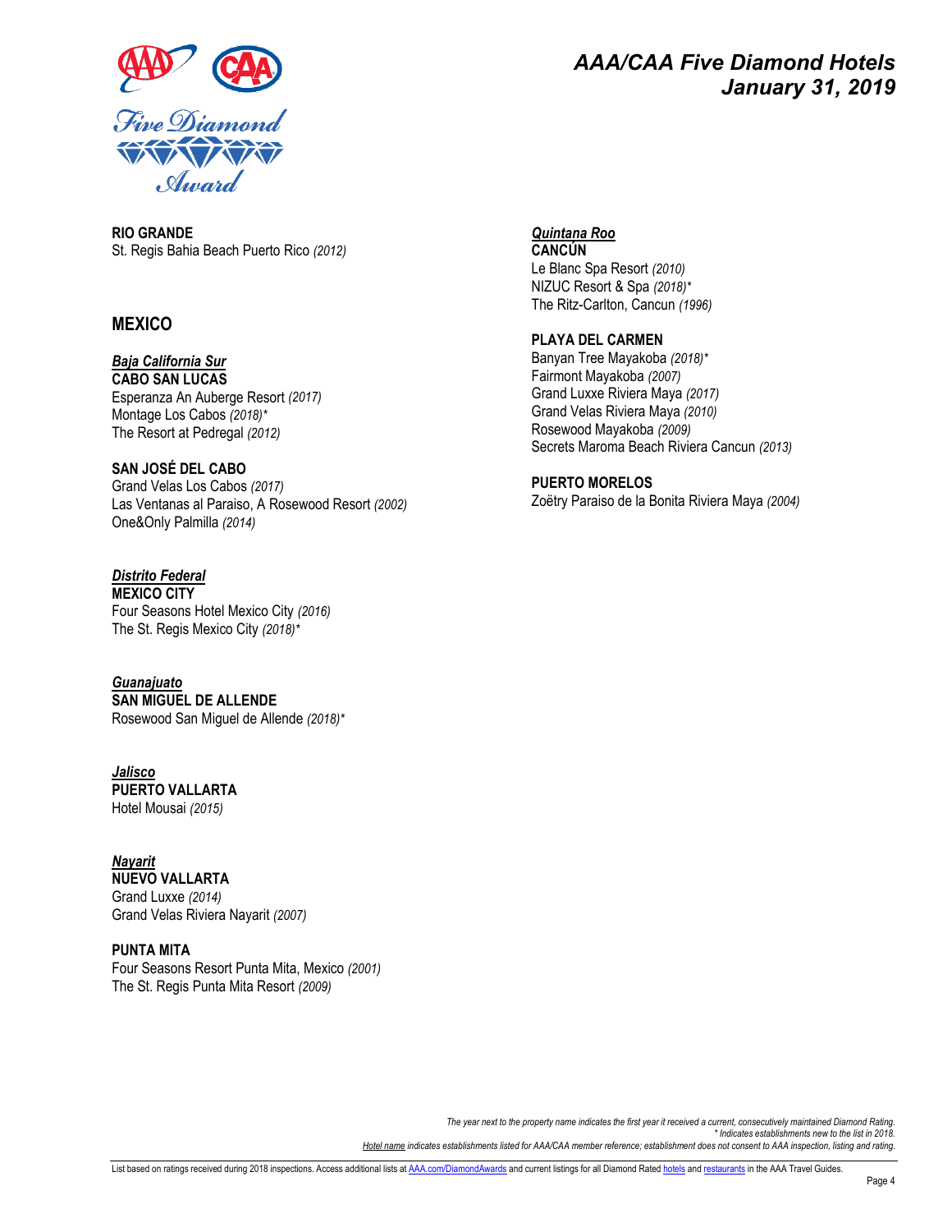# AAA/CAA Five Diamond Hotels
# January 31, 2019

**RIO GRANDE**
St. Regis Bahia Beach Puerto Rico *(2012)*

## MEXICO

***Baja California Sur***

**CABO SAN LUCAS**
Esperanza An Auberge Resort *(2017)*
Montage Los Cabos *(2018)**
The Resort at Pedregal *(2012)*

**SAN JOSÉ DEL CABO**
Grand Velas Los Cabos *(2017)*
Las Ventanas al Paraiso, A Rosewood Resort *(2002)*
One&Only Palmilla *(2014)*

***Distrito Federal***

**MEXICO CITY**
Four Seasons Hotel Mexico City *(2016)*
The St. Regis Mexico City *(2018)**

***Guanajuato***

**SAN MIGUEL DE ALLENDE**
Rosewood San Miguel de Allende *(2018)**

***Jalisco***

**PUERTO VALLARTA**
Hotel Mousai *(2015)*

***Nayarit***

**NUEVO VALLARTA**
Grand Luxxe *(2014)*
Grand Velas Riviera Nayarit *(2007)*

**PUNTA MITA**
Four Seasons Resort Punta Mita, Mexico *(2001)*
The St. Regis Punta Mita Resort *(2009)*

***Quintana Roo***

**CANCÚN**
Le Blanc Spa Resort *(2010)*
NIZUC Resort & Spa *(2018)**
The Ritz-Carlton, Cancun *(1996)*

**PLAYA DEL CARMEN**
Banyan Tree Mayakoba *(2018)**
Fairmont Mayakoba *(2007)*
Grand Luxxe Riviera Maya *(2017)*
Grand Velas Riviera Maya *(2010)*
Rosewood Mayakoba *(2009)*
Secrets Maroma Beach Riviera Cancun *(2013)*

**PUERTO MORELOS**
Zoëtry Paraiso de la Bonita Riviera Maya *(2004)*

*The year next to the property name indicates the first year it received a current, consecutively maintained Diamond Rating.*
** Indicates establishments new to the list in 2018.*
*Hotel name indicates establishments listed for AAA/CAA member reference; establishment does not consent to AAA inspection, listing and rating.*

List based on ratings received during 2018 inspections. Access additional lists at AAA.com/DiamondAwards and current listings for all Diamond Rated hotels and restaurants in the AAA Travel Guides.